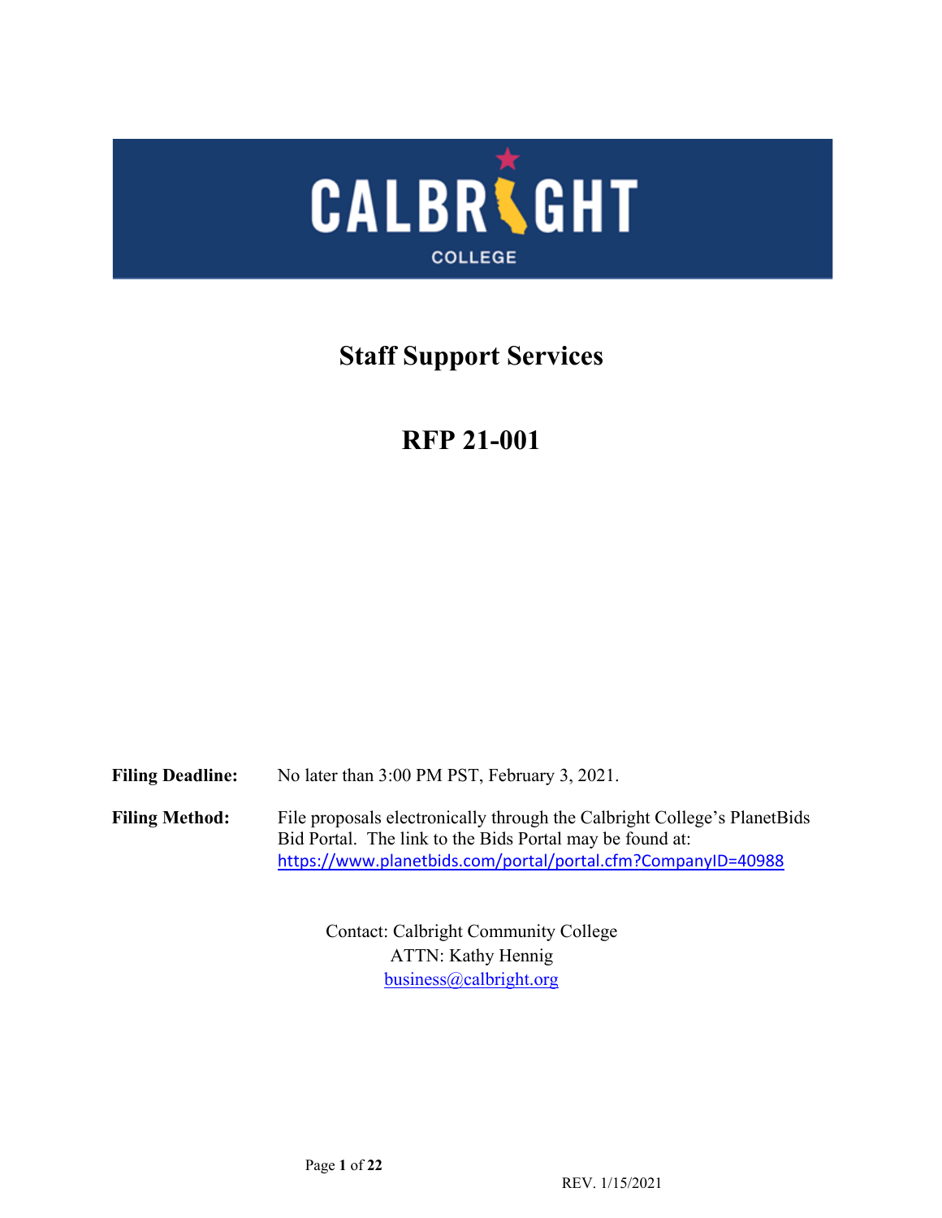CALBRIGHT COLLEGE

# Staff Support Services

# RFP 21-001

**Filing Deadline:** No later than 3:00 PM PST, February 3, 2021.

**Filing Method:** File proposals electronically through the Calbright College's PlanetBids Bid Portal. The link to the Bids Portal may be found at: https://www.planetbids.com/portal/portal.cfm?CompanyID=40988

Contact: Calbright Community College
ATTN: Kathy Hennig
business@calbright.org

REV. 1/15/2021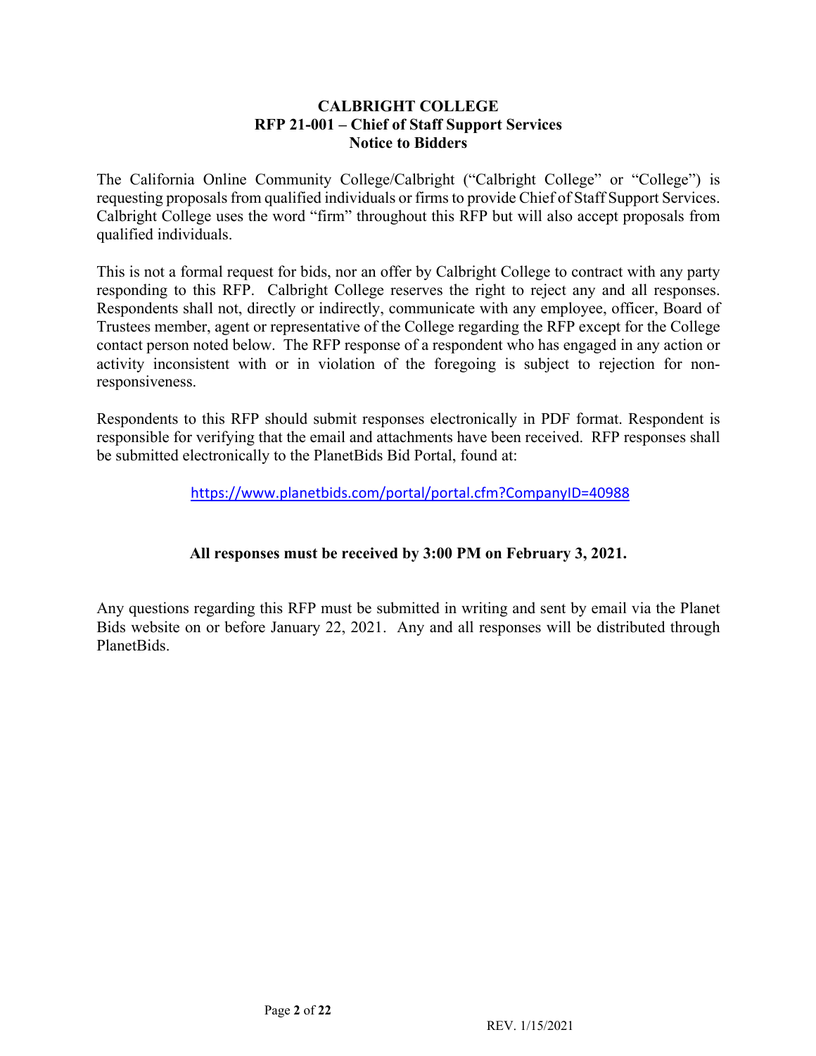**CALBRIGHT COLLEGE**
**RFP 21-001 – Chief of Staff Support Services**
**Notice to Bidders**

The California Online Community College/Calbright ("Calbright College" or "College") is requesting proposals from qualified individuals or firms to provide Chief of Staff Support Services. Calbright College uses the word "firm" throughout this RFP but will also accept proposals from qualified individuals.

This is not a formal request for bids, nor an offer by Calbright College to contract with any party responding to this RFP. Calbright College reserves the right to reject any and all responses. Respondents shall not, directly or indirectly, communicate with any employee, officer, Board of Trustees member, agent or representative of the College regarding the RFP except for the College contact person noted below. The RFP response of a respondent who has engaged in any action or activity inconsistent with or in violation of the foregoing is subject to rejection for non-responsiveness.

Respondents to this RFP should submit responses electronically in PDF format. Respondent is responsible for verifying that the email and attachments have been received. RFP responses shall be submitted electronically to the PlanetBids Bid Portal, found at:

https://www.planetbids.com/portal/portal.cfm?CompanyID=40988

**All responses must be received by 3:00 PM on February 3, 2021.**

Any questions regarding this RFP must be submitted in writing and sent by email via the Planet Bids website on or before January 22, 2021. Any and all responses will be distributed through PlanetBids.

REV. 1/15/2021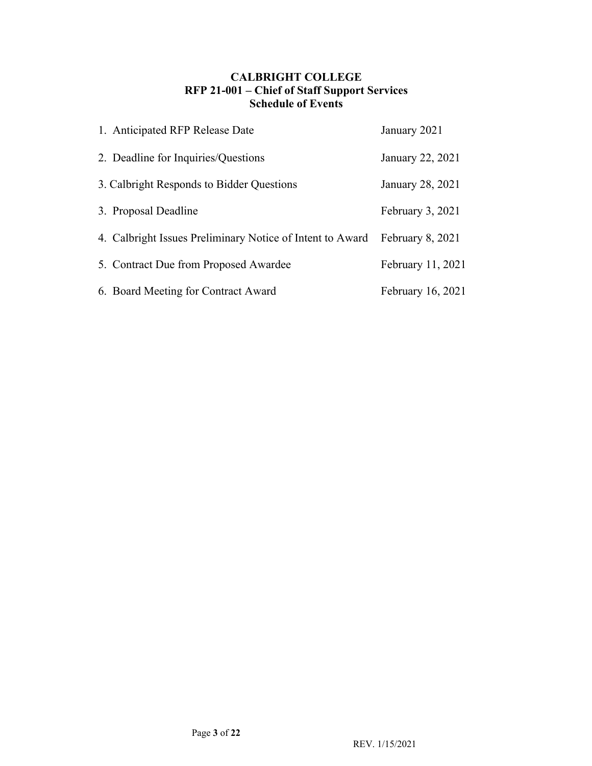**CALBRIGHT COLLEGE**
**RFP 21-001 – Chief of Staff Support Services**
**Schedule of Events**

| | |
|---|---|
| 1. Anticipated RFP Release Date | January 2021 |
| 2. Deadline for Inquiries/Questions | January 22, 2021 |
| 3. Calbright Responds to Bidder Questions | January 28, 2021 |
| 3. Proposal Deadline | February 3, 2021 |
| 4. Calbright Issues Preliminary Notice of Intent to Award | February 8, 2021 |
| 5. Contract Due from Proposed Awardee | February 11, 2021 |
| 6. Board Meeting for Contract Award | February 16, 2021 |

REV. 1/15/2021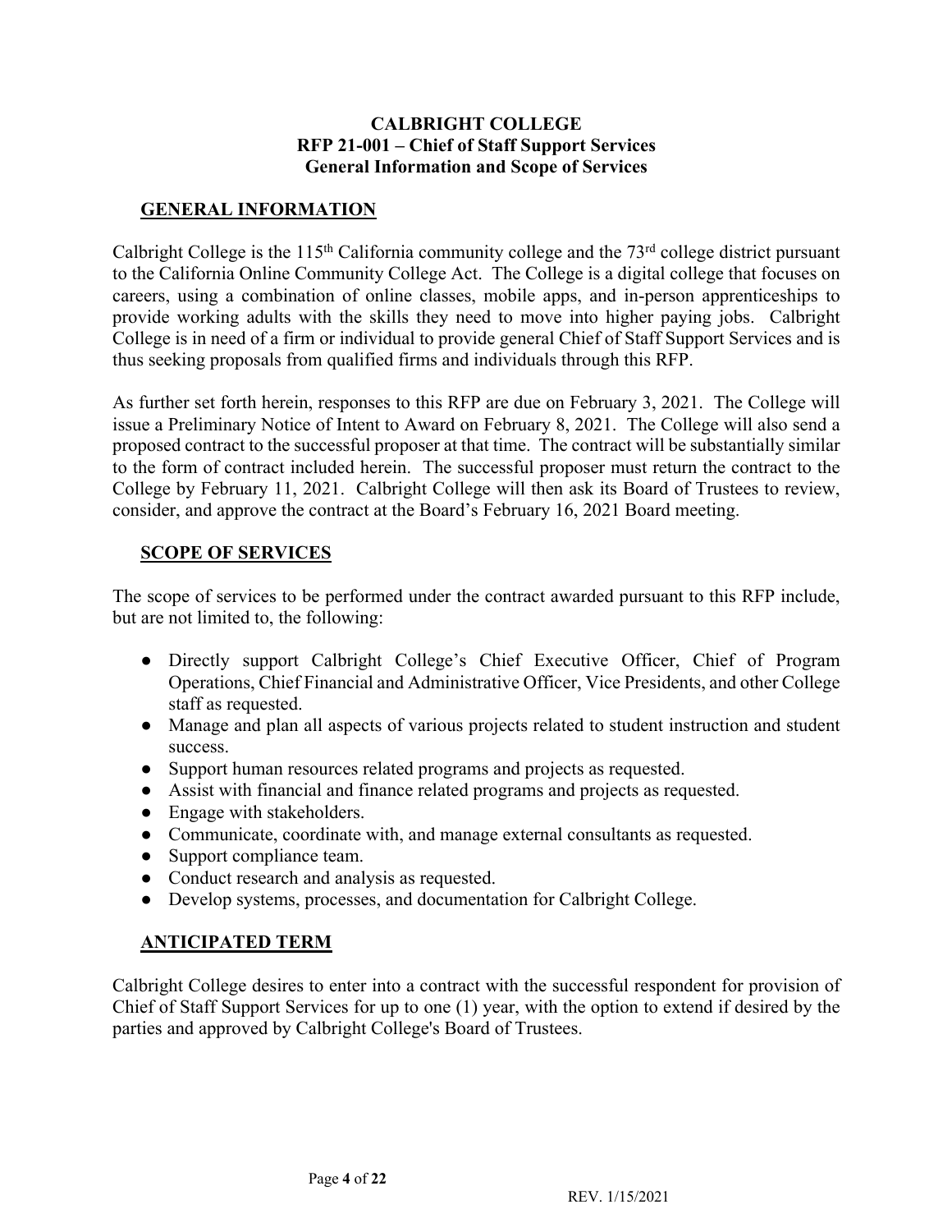**CALBRIGHT COLLEGE**
**RFP 21-001 – Chief of Staff Support Services**
**General Information and Scope of Services**

## GENERAL INFORMATION

Calbright College is the 115th California community college and the 73rd college district pursuant to the California Online Community College Act. The College is a digital college that focuses on careers, using a combination of online classes, mobile apps, and in-person apprenticeships to provide working adults with the skills they need to move into higher paying jobs. Calbright College is in need of a firm or individual to provide general Chief of Staff Support Services and is thus seeking proposals from qualified firms and individuals through this RFP.

As further set forth herein, responses to this RFP are due on February 3, 2021. The College will issue a Preliminary Notice of Intent to Award on February 8, 2021. The College will also send a proposed contract to the successful proposer at that time. The contract will be substantially similar to the form of contract included herein. The successful proposer must return the contract to the College by February 11, 2021. Calbright College will then ask its Board of Trustees to review, consider, and approve the contract at the Board's February 16, 2021 Board meeting.

## SCOPE OF SERVICES

The scope of services to be performed under the contract awarded pursuant to this RFP include, but are not limited to, the following:

- Directly support Calbright College's Chief Executive Officer, Chief of Program Operations, Chief Financial and Administrative Officer, Vice Presidents, and other College staff as requested.
- Manage and plan all aspects of various projects related to student instruction and student success.
- Support human resources related programs and projects as requested.
- Assist with financial and finance related programs and projects as requested.
- Engage with stakeholders.
- Communicate, coordinate with, and manage external consultants as requested.
- Support compliance team.
- Conduct research and analysis as requested.
- Develop systems, processes, and documentation for Calbright College.

## ANTICIPATED TERM

Calbright College desires to enter into a contract with the successful respondent for provision of Chief of Staff Support Services for up to one (1) year, with the option to extend if desired by the parties and approved by Calbright College's Board of Trustees.

REV. 1/15/2021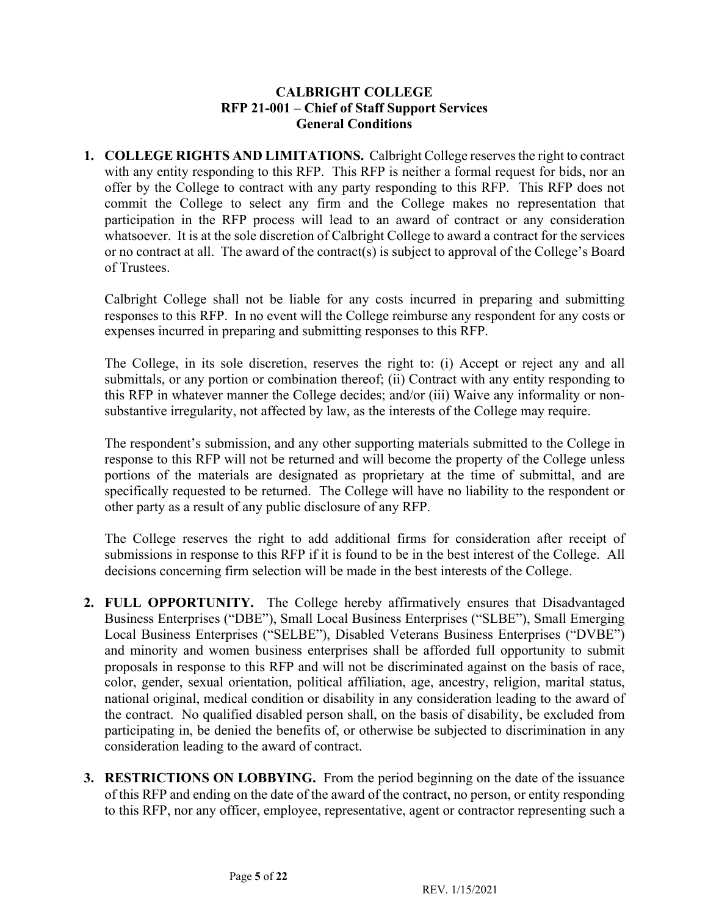**CALBRIGHT COLLEGE**
**RFP 21-001 – Chief of Staff Support Services**
**General Conditions**

1. **COLLEGE RIGHTS AND LIMITATIONS.** Calbright College reserves the right to contract with any entity responding to this RFP. This RFP is neither a formal request for bids, nor an offer by the College to contract with any party responding to this RFP. This RFP does not commit the College to select any firm and the College makes no representation that participation in the RFP process will lead to an award of contract or any consideration whatsoever. It is at the sole discretion of Calbright College to award a contract for the services or no contract at all. The award of the contract(s) is subject to approval of the College's Board of Trustees.

   Calbright College shall not be liable for any costs incurred in preparing and submitting responses to this RFP. In no event will the College reimburse any respondent for any costs or expenses incurred in preparing and submitting responses to this RFP.

   The College, in its sole discretion, reserves the right to: (i) Accept or reject any and all submittals, or any portion or combination thereof; (ii) Contract with any entity responding to this RFP in whatever manner the College decides; and/or (iii) Waive any informality or non-substantive irregularity, not affected by law, as the interests of the College may require.

   The respondent's submission, and any other supporting materials submitted to the College in response to this RFP will not be returned and will become the property of the College unless portions of the materials are designated as proprietary at the time of submittal, and are specifically requested to be returned. The College will have no liability to the respondent or other party as a result of any public disclosure of any RFP.

   The College reserves the right to add additional firms for consideration after receipt of submissions in response to this RFP if it is found to be in the best interest of the College. All decisions concerning firm selection will be made in the best interests of the College.

2. **FULL OPPORTUNITY.** The College hereby affirmatively ensures that Disadvantaged Business Enterprises ("DBE"), Small Local Business Enterprises ("SLBE"), Small Emerging Local Business Enterprises ("SELBE"), Disabled Veterans Business Enterprises ("DVBE") and minority and women business enterprises shall be afforded full opportunity to submit proposals in response to this RFP and will not be discriminated against on the basis of race, color, gender, sexual orientation, political affiliation, age, ancestry, religion, marital status, national original, medical condition or disability in any consideration leading to the award of the contract. No qualified disabled person shall, on the basis of disability, be excluded from participating in, be denied the benefits of, or otherwise be subjected to discrimination in any consideration leading to the award of contract.

3. **RESTRICTIONS ON LOBBYING.** From the period beginning on the date of the issuance of this RFP and ending on the date of the award of the contract, no person, or entity responding to this RFP, nor any officer, employee, representative, agent or contractor representing such a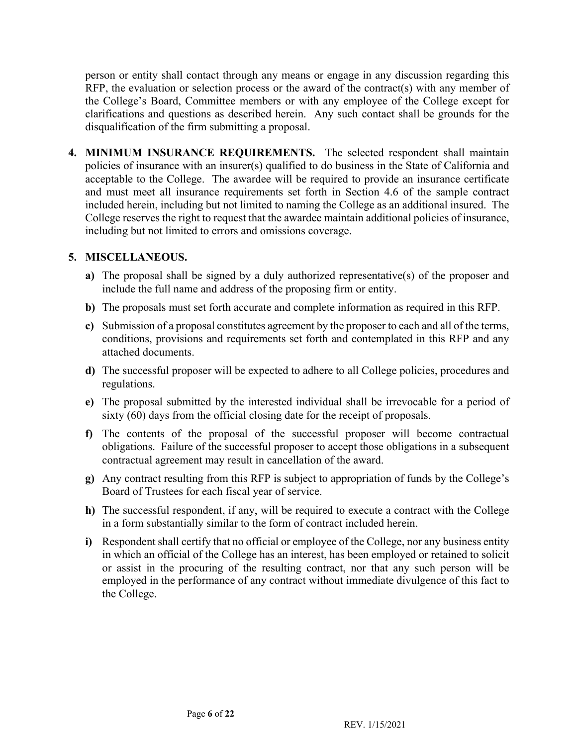person or entity shall contact through any means or engage in any discussion regarding this RFP, the evaluation or selection process or the award of the contract(s) with any member of the College's Board, Committee members or with any employee of the College except for clarifications and questions as described herein. Any such contact shall be grounds for the disqualification of the firm submitting a proposal.

4. **MINIMUM INSURANCE REQUIREMENTS.** The selected respondent shall maintain policies of insurance with an insurer(s) qualified to do business in the State of California and acceptable to the College. The awardee will be required to provide an insurance certificate and must meet all insurance requirements set forth in Section 4.6 of the sample contract included herein, including but not limited to naming the College as an additional insured. The College reserves the right to request that the awardee maintain additional policies of insurance, including but not limited to errors and omissions coverage.

5. **MISCELLANEOUS.**

   **a)** The proposal shall be signed by a duly authorized representative(s) of the proposer and include the full name and address of the proposing firm or entity.

   **b)** The proposals must set forth accurate and complete information as required in this RFP.

   **c)** Submission of a proposal constitutes agreement by the proposer to each and all of the terms, conditions, provisions and requirements set forth and contemplated in this RFP and any attached documents.

   **d)** The successful proposer will be expected to adhere to all College policies, procedures and regulations.

   **e)** The proposal submitted by the interested individual shall be irrevocable for a period of sixty (60) days from the official closing date for the receipt of proposals.

   **f)** The contents of the proposal of the successful proposer will become contractual obligations. Failure of the successful proposer to accept those obligations in a subsequent contractual agreement may result in cancellation of the award.

   **g)** Any contract resulting from this RFP is subject to appropriation of funds by the College's Board of Trustees for each fiscal year of service.

   **h)** The successful respondent, if any, will be required to execute a contract with the College in a form substantially similar to the form of contract included herein.

   **i)** Respondent shall certify that no official or employee of the College, nor any business entity in which an official of the College has an interest, has been employed or retained to solicit or assist in the procuring of the resulting contract, nor that any such person will be employed in the performance of any contract without immediate divulgence of this fact to the College.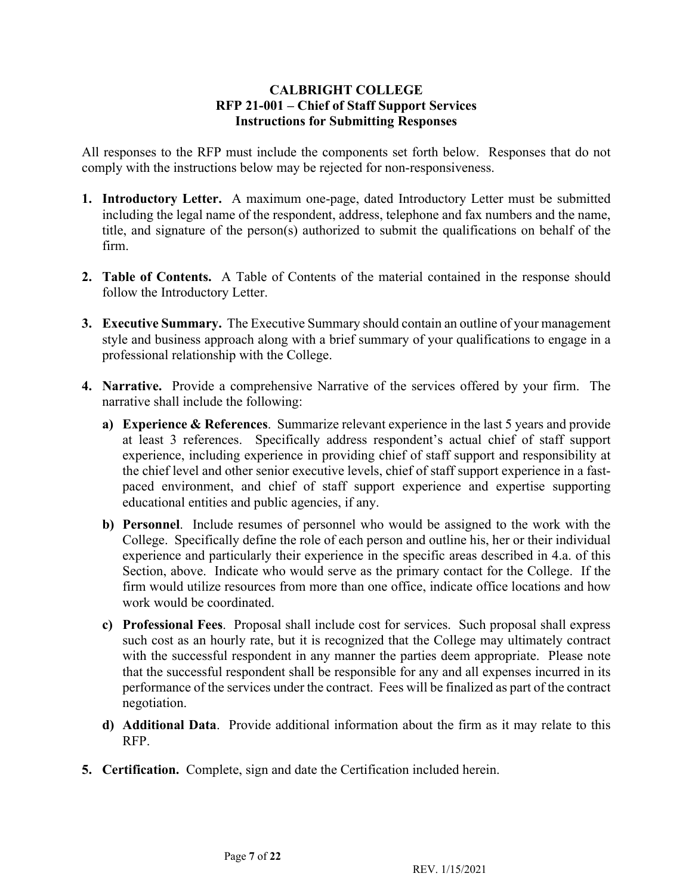**CALBRIGHT COLLEGE**
**RFP 21-001 – Chief of Staff Support Services**
**Instructions for Submitting Responses**

All responses to the RFP must include the components set forth below. Responses that do not comply with the instructions below may be rejected for non-responsiveness.

1. **Introductory Letter.** A maximum one-page, dated Introductory Letter must be submitted including the legal name of the respondent, address, telephone and fax numbers and the name, title, and signature of the person(s) authorized to submit the qualifications on behalf of the firm.

2. **Table of Contents.** A Table of Contents of the material contained in the response should follow the Introductory Letter.

3. **Executive Summary.** The Executive Summary should contain an outline of your management style and business approach along with a brief summary of your qualifications to engage in a professional relationship with the College.

4. **Narrative.** Provide a comprehensive Narrative of the services offered by your firm. The narrative shall include the following:

   a) **Experience & References**. Summarize relevant experience in the last 5 years and provide at least 3 references. Specifically address respondent's actual chief of staff support experience, including experience in providing chief of staff support and responsibility at the chief level and other senior executive levels, chief of staff support experience in a fast-paced environment, and chief of staff support experience and expertise supporting educational entities and public agencies, if any.

   b) **Personnel**. Include resumes of personnel who would be assigned to the work with the College. Specifically define the role of each person and outline his, her or their individual experience and particularly their experience in the specific areas described in 4.a. of this Section, above. Indicate who would serve as the primary contact for the College. If the firm would utilize resources from more than one office, indicate office locations and how work would be coordinated.

   c) **Professional Fees**. Proposal shall include cost for services. Such proposal shall express such cost as an hourly rate, but it is recognized that the College may ultimately contract with the successful respondent in any manner the parties deem appropriate. Please note that the successful respondent shall be responsible for any and all expenses incurred in its performance of the services under the contract. Fees will be finalized as part of the contract negotiation.

   d) **Additional Data**. Provide additional information about the firm as it may relate to this RFP.

5. **Certification.** Complete, sign and date the Certification included herein.

REV. 1/15/2021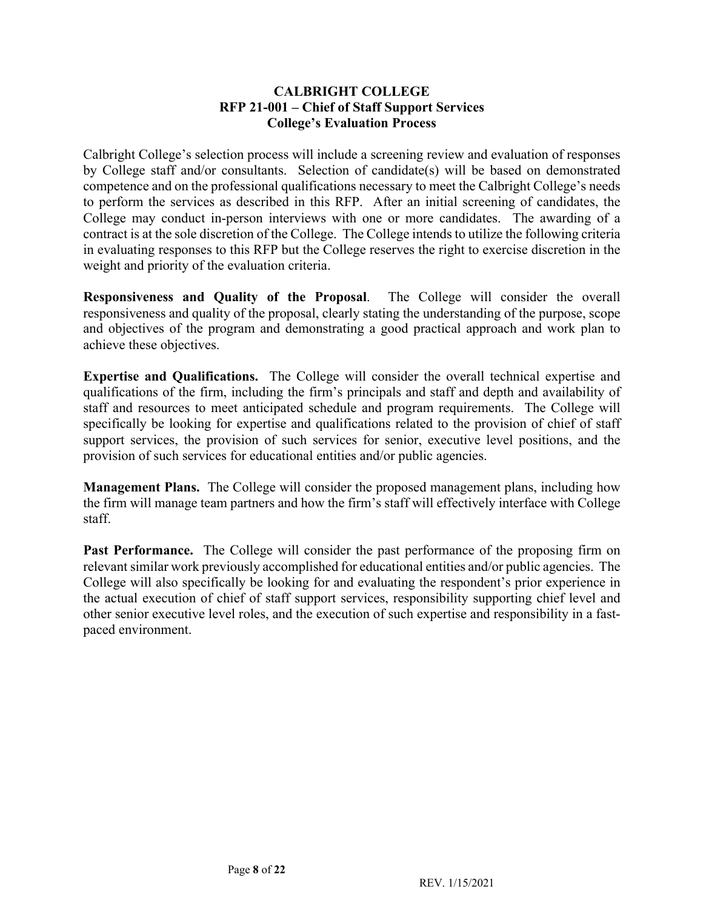# CALBRIGHT COLLEGE
## RFP 21-001 – Chief of Staff Support Services
## College's Evaluation Process

Calbright College's selection process will include a screening review and evaluation of responses by College staff and/or consultants. Selection of candidate(s) will be based on demonstrated competence and on the professional qualifications necessary to meet the Calbright College's needs to perform the services as described in this RFP. After an initial screening of candidates, the College may conduct in-person interviews with one or more candidates. The awarding of a contract is at the sole discretion of the College. The College intends to utilize the following criteria in evaluating responses to this RFP but the College reserves the right to exercise discretion in the weight and priority of the evaluation criteria.

**Responsiveness and Quality of the Proposal**. The College will consider the overall responsiveness and quality of the proposal, clearly stating the understanding of the purpose, scope and objectives of the program and demonstrating a good practical approach and work plan to achieve these objectives.

**Expertise and Qualifications.** The College will consider the overall technical expertise and qualifications of the firm, including the firm's principals and staff and depth and availability of staff and resources to meet anticipated schedule and program requirements. The College will specifically be looking for expertise and qualifications related to the provision of chief of staff support services, the provision of such services for senior, executive level positions, and the provision of such services for educational entities and/or public agencies.

**Management Plans.** The College will consider the proposed management plans, including how the firm will manage team partners and how the firm's staff will effectively interface with College staff.

**Past Performance.** The College will consider the past performance of the proposing firm on relevant similar work previously accomplished for educational entities and/or public agencies. The College will also specifically be looking for and evaluating the respondent's prior experience in the actual execution of chief of staff support services, responsibility supporting chief level and other senior executive level roles, and the execution of such expertise and responsibility in a fast-paced environment.

REV. 1/15/2021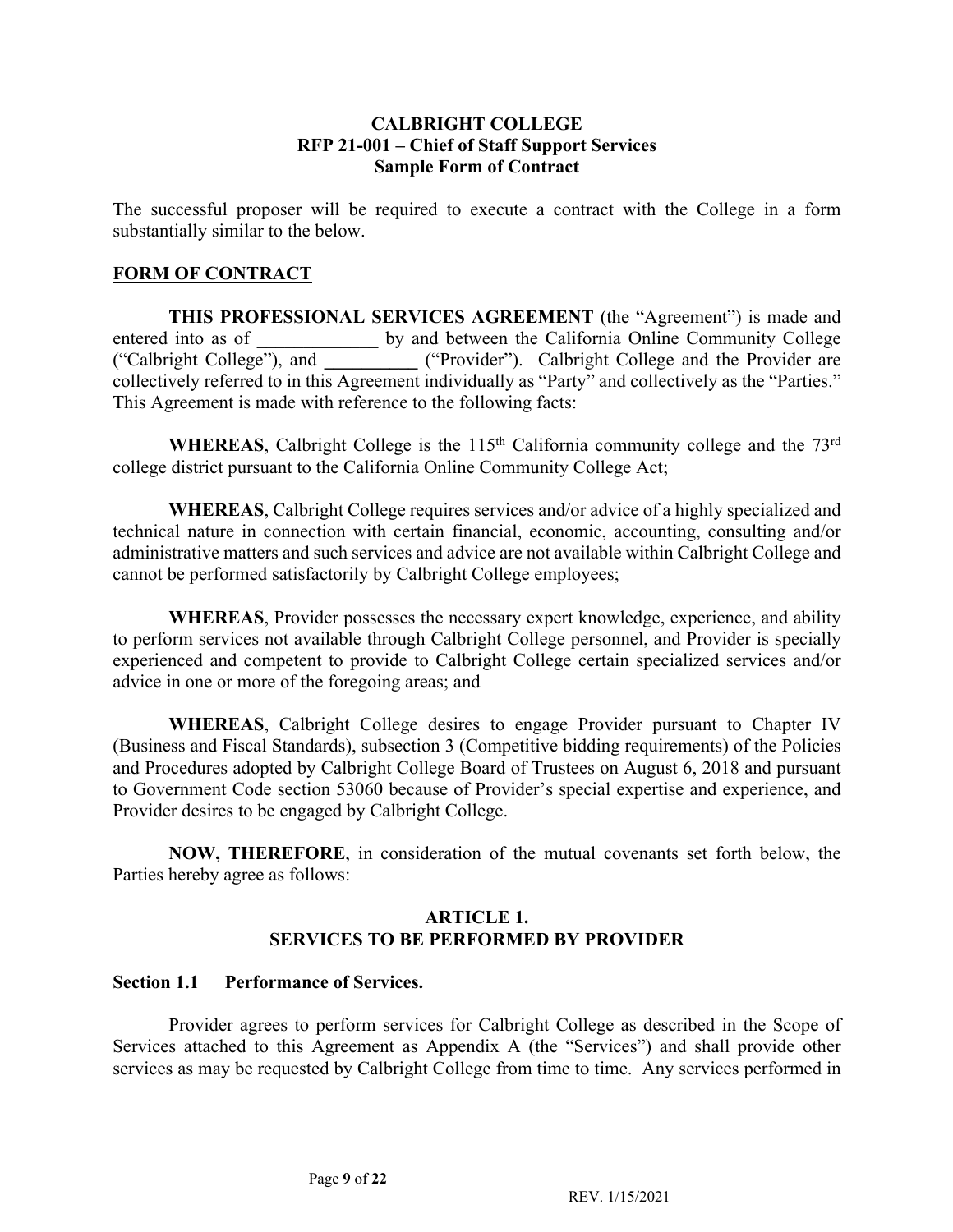**CALBRIGHT COLLEGE**
**RFP 21-001 – Chief of Staff Support Services**
**Sample Form of Contract**

The successful proposer will be required to execute a contract with the College in a form substantially similar to the below.

## FORM OF CONTRACT

**THIS PROFESSIONAL SERVICES AGREEMENT** (the "Agreement") is made and entered into as of **_____________** by and between the California Online Community College ("Calbright College"), and **__________** ("Provider"). Calbright College and the Provider are collectively referred to in this Agreement individually as "Party" and collectively as the "Parties." This Agreement is made with reference to the following facts:

**WHEREAS**, Calbright College is the 115th California community college and the 73rd college district pursuant to the California Online Community College Act;

**WHEREAS**, Calbright College requires services and/or advice of a highly specialized and technical nature in connection with certain financial, economic, accounting, consulting and/or administrative matters and such services and advice are not available within Calbright College and cannot be performed satisfactorily by Calbright College employees;

**WHEREAS**, Provider possesses the necessary expert knowledge, experience, and ability to perform services not available through Calbright College personnel, and Provider is specially experienced and competent to provide to Calbright College certain specialized services and/or advice in one or more of the foregoing areas; and

**WHEREAS**, Calbright College desires to engage Provider pursuant to Chapter IV (Business and Fiscal Standards), subsection 3 (Competitive bidding requirements) of the Policies and Procedures adopted by Calbright College Board of Trustees on August 6, 2018 and pursuant to Government Code section 53060 because of Provider's special expertise and experience, and Provider desires to be engaged by Calbright College.

**NOW, THEREFORE**, in consideration of the mutual covenants set forth below, the Parties hereby agree as follows:

### ARTICLE 1.
### SERVICES TO BE PERFORMED BY PROVIDER

**Section 1.1 Performance of Services.**

Provider agrees to perform services for Calbright College as described in the Scope of Services attached to this Agreement as Appendix A (the "Services") and shall provide other services as may be requested by Calbright College from time to time. Any services performed in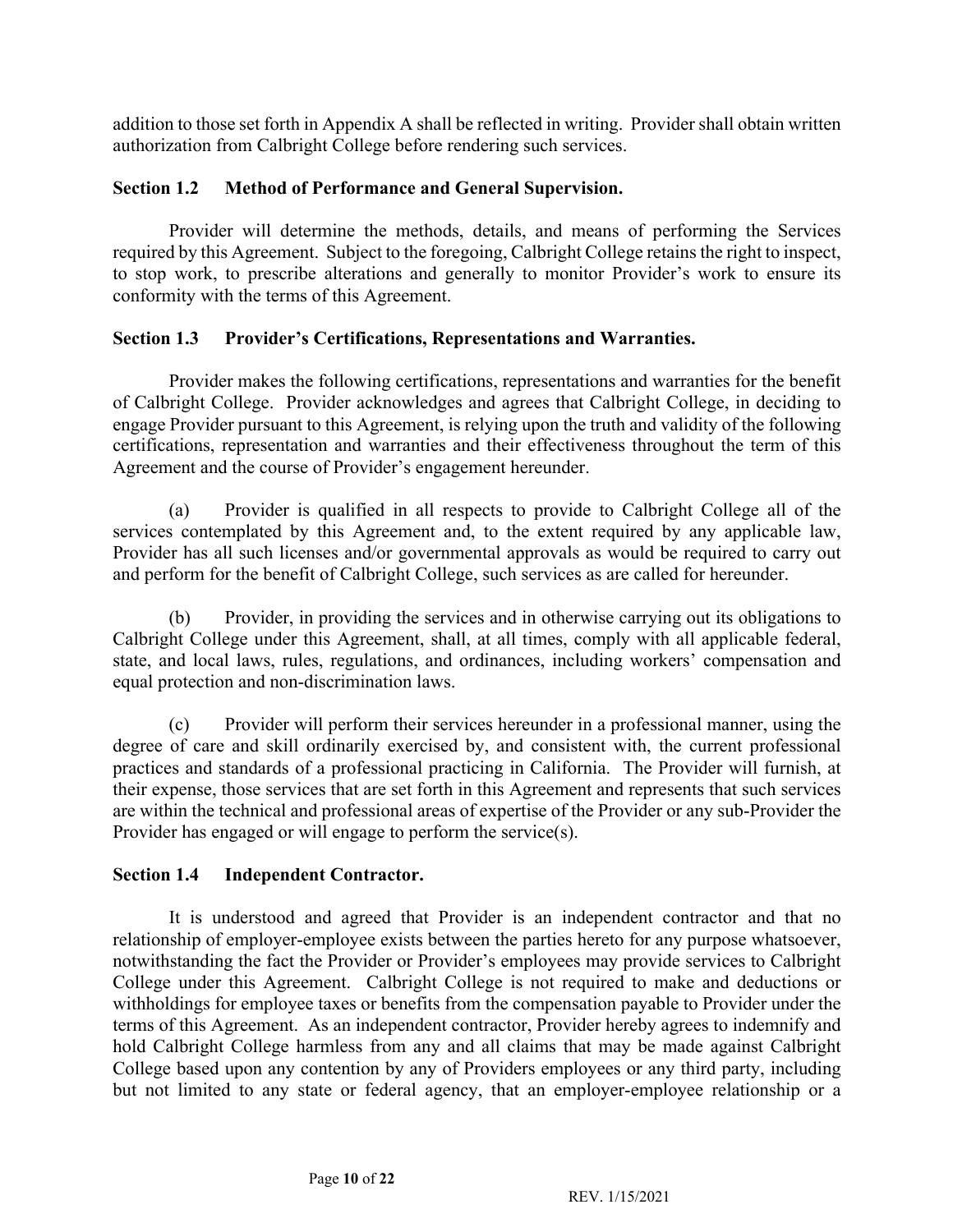addition to those set forth in Appendix A shall be reflected in writing. Provider shall obtain written authorization from Calbright College before rendering such services.

### Section 1.2 Method of Performance and General Supervision.

Provider will determine the methods, details, and means of performing the Services required by this Agreement. Subject to the foregoing, Calbright College retains the right to inspect, to stop work, to prescribe alterations and generally to monitor Provider's work to ensure its conformity with the terms of this Agreement.

### Section 1.3 Provider's Certifications, Representations and Warranties.

Provider makes the following certifications, representations and warranties for the benefit of Calbright College. Provider acknowledges and agrees that Calbright College, in deciding to engage Provider pursuant to this Agreement, is relying upon the truth and validity of the following certifications, representation and warranties and their effectiveness throughout the term of this Agreement and the course of Provider's engagement hereunder.

(a) Provider is qualified in all respects to provide to Calbright College all of the services contemplated by this Agreement and, to the extent required by any applicable law, Provider has all such licenses and/or governmental approvals as would be required to carry out and perform for the benefit of Calbright College, such services as are called for hereunder.

(b) Provider, in providing the services and in otherwise carrying out its obligations to Calbright College under this Agreement, shall, at all times, comply with all applicable federal, state, and local laws, rules, regulations, and ordinances, including workers' compensation and equal protection and non-discrimination laws.

(c) Provider will perform their services hereunder in a professional manner, using the degree of care and skill ordinarily exercised by, and consistent with, the current professional practices and standards of a professional practicing in California. The Provider will furnish, at their expense, those services that are set forth in this Agreement and represents that such services are within the technical and professional areas of expertise of the Provider or any sub-Provider the Provider has engaged or will engage to perform the service(s).

### Section 1.4 Independent Contractor.

It is understood and agreed that Provider is an independent contractor and that no relationship of employer-employee exists between the parties hereto for any purpose whatsoever, notwithstanding the fact the Provider or Provider's employees may provide services to Calbright College under this Agreement. Calbright College is not required to make and deductions or withholdings for employee taxes or benefits from the compensation payable to Provider under the terms of this Agreement. As an independent contractor, Provider hereby agrees to indemnify and hold Calbright College harmless from any and all claims that may be made against Calbright College based upon any contention by any of Providers employees or any third party, including but not limited to any state or federal agency, that an employer-employee relationship or a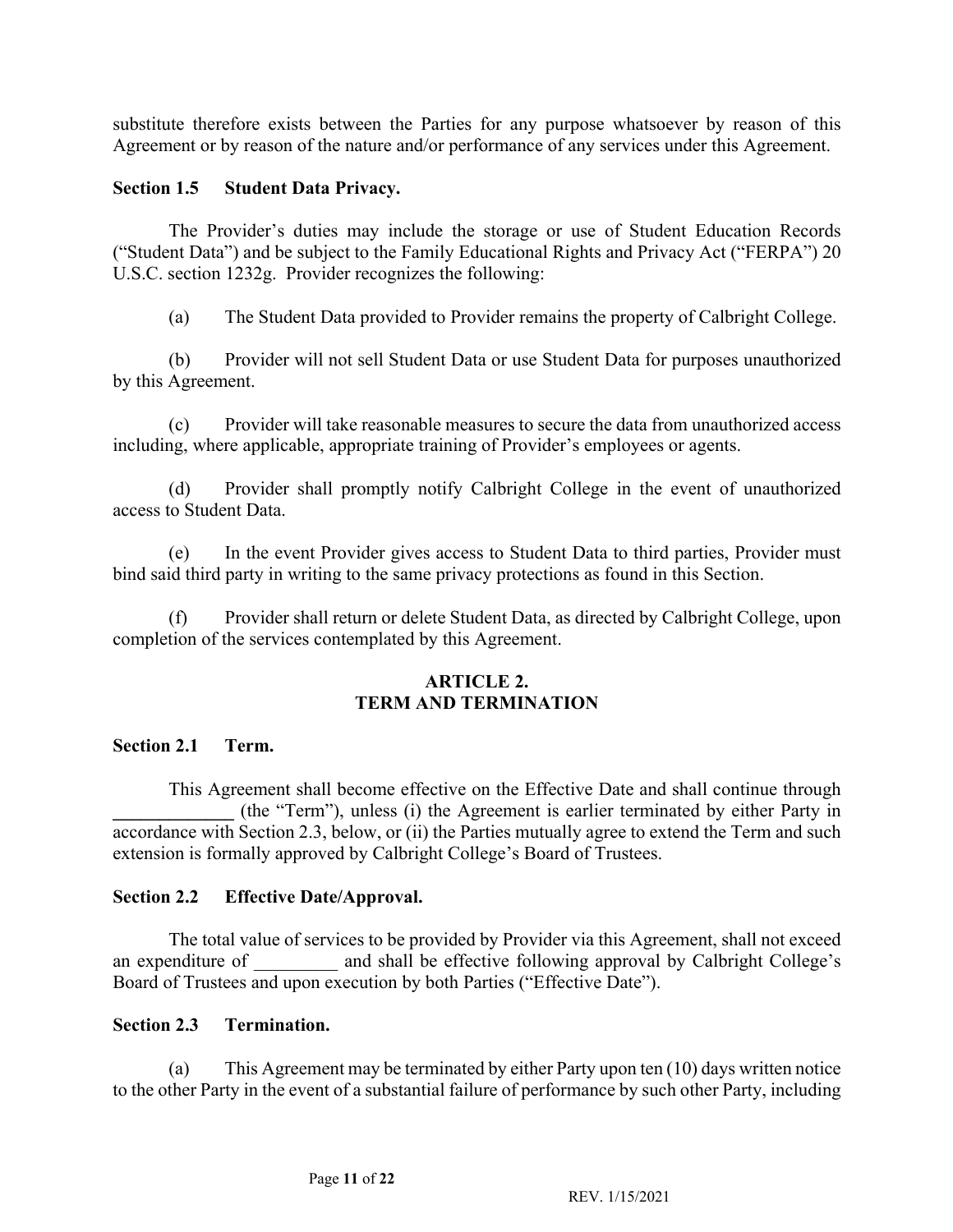substitute therefore exists between the Parties for any purpose whatsoever by reason of this Agreement or by reason of the nature and/or performance of any services under this Agreement.

**Section 1.5 Student Data Privacy.**

The Provider's duties may include the storage or use of Student Education Records ("Student Data") and be subject to the Family Educational Rights and Privacy Act ("FERPA") 20 U.S.C. section 1232g. Provider recognizes the following:

(a) The Student Data provided to Provider remains the property of Calbright College.

(b) Provider will not sell Student Data or use Student Data for purposes unauthorized by this Agreement.

(c) Provider will take reasonable measures to secure the data from unauthorized access including, where applicable, appropriate training of Provider's employees or agents.

(d) Provider shall promptly notify Calbright College in the event of unauthorized access to Student Data.

(e) In the event Provider gives access to Student Data to third parties, Provider must bind said third party in writing to the same privacy protections as found in this Section.

(f) Provider shall return or delete Student Data, as directed by Calbright College, upon completion of the services contemplated by this Agreement.

## ARTICLE 2.
## TERM AND TERMINATION

**Section 2.1 Term.**

This Agreement shall become effective on the Effective Date and shall continue through _____________ (the "Term"), unless (i) the Agreement is earlier terminated by either Party in accordance with Section 2.3, below, or (ii) the Parties mutually agree to extend the Term and such extension is formally approved by Calbright College's Board of Trustees.

**Section 2.2 Effective Date/Approval.**

The total value of services to be provided by Provider via this Agreement, shall not exceed an expenditure of _________ and shall be effective following approval by Calbright College's Board of Trustees and upon execution by both Parties ("Effective Date").

**Section 2.3 Termination.**

(a) This Agreement may be terminated by either Party upon ten (10) days written notice to the other Party in the event of a substantial failure of performance by such other Party, including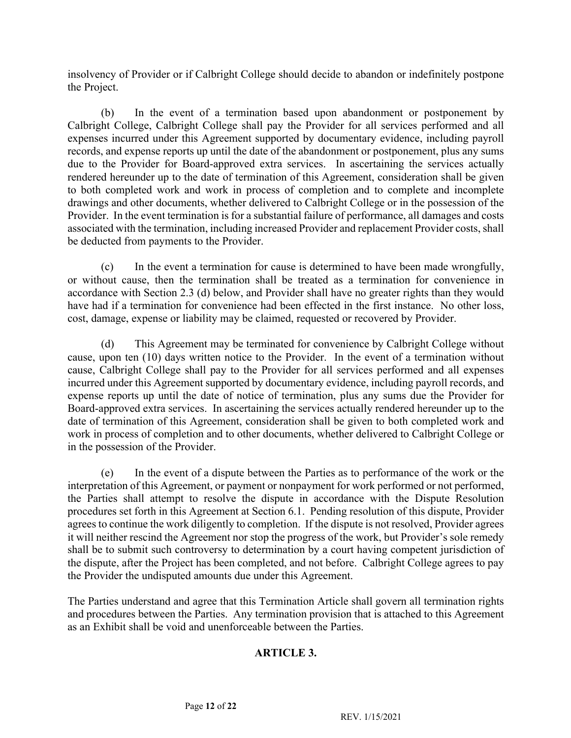insolvency of Provider or if Calbright College should decide to abandon or indefinitely postpone the Project.

(b) In the event of a termination based upon abandonment or postponement by Calbright College, Calbright College shall pay the Provider for all services performed and all expenses incurred under this Agreement supported by documentary evidence, including payroll records, and expense reports up until the date of the abandonment or postponement, plus any sums due to the Provider for Board-approved extra services. In ascertaining the services actually rendered hereunder up to the date of termination of this Agreement, consideration shall be given to both completed work and work in process of completion and to complete and incomplete drawings and other documents, whether delivered to Calbright College or in the possession of the Provider. In the event termination is for a substantial failure of performance, all damages and costs associated with the termination, including increased Provider and replacement Provider costs, shall be deducted from payments to the Provider.

(c) In the event a termination for cause is determined to have been made wrongfully, or without cause, then the termination shall be treated as a termination for convenience in accordance with Section 2.3 (d) below, and Provider shall have no greater rights than they would have had if a termination for convenience had been effected in the first instance. No other loss, cost, damage, expense or liability may be claimed, requested or recovered by Provider.

(d) This Agreement may be terminated for convenience by Calbright College without cause, upon ten (10) days written notice to the Provider. In the event of a termination without cause, Calbright College shall pay to the Provider for all services performed and all expenses incurred under this Agreement supported by documentary evidence, including payroll records, and expense reports up until the date of notice of termination, plus any sums due the Provider for Board-approved extra services. In ascertaining the services actually rendered hereunder up to the date of termination of this Agreement, consideration shall be given to both completed work and work in process of completion and to other documents, whether delivered to Calbright College or in the possession of the Provider.

(e) In the event of a dispute between the Parties as to performance of the work or the interpretation of this Agreement, or payment or nonpayment for work performed or not performed, the Parties shall attempt to resolve the dispute in accordance with the Dispute Resolution procedures set forth in this Agreement at Section 6.1. Pending resolution of this dispute, Provider agrees to continue the work diligently to completion. If the dispute is not resolved, Provider agrees it will neither rescind the Agreement nor stop the progress of the work, but Provider's sole remedy shall be to submit such controversy to determination by a court having competent jurisdiction of the dispute, after the Project has been completed, and not before. Calbright College agrees to pay the Provider the undisputed amounts due under this Agreement.

The Parties understand and agree that this Termination Article shall govern all termination rights and procedures between the Parties. Any termination provision that is attached to this Agreement as an Exhibit shall be void and unenforceable between the Parties.

## ARTICLE 3.

REV. 1/15/2021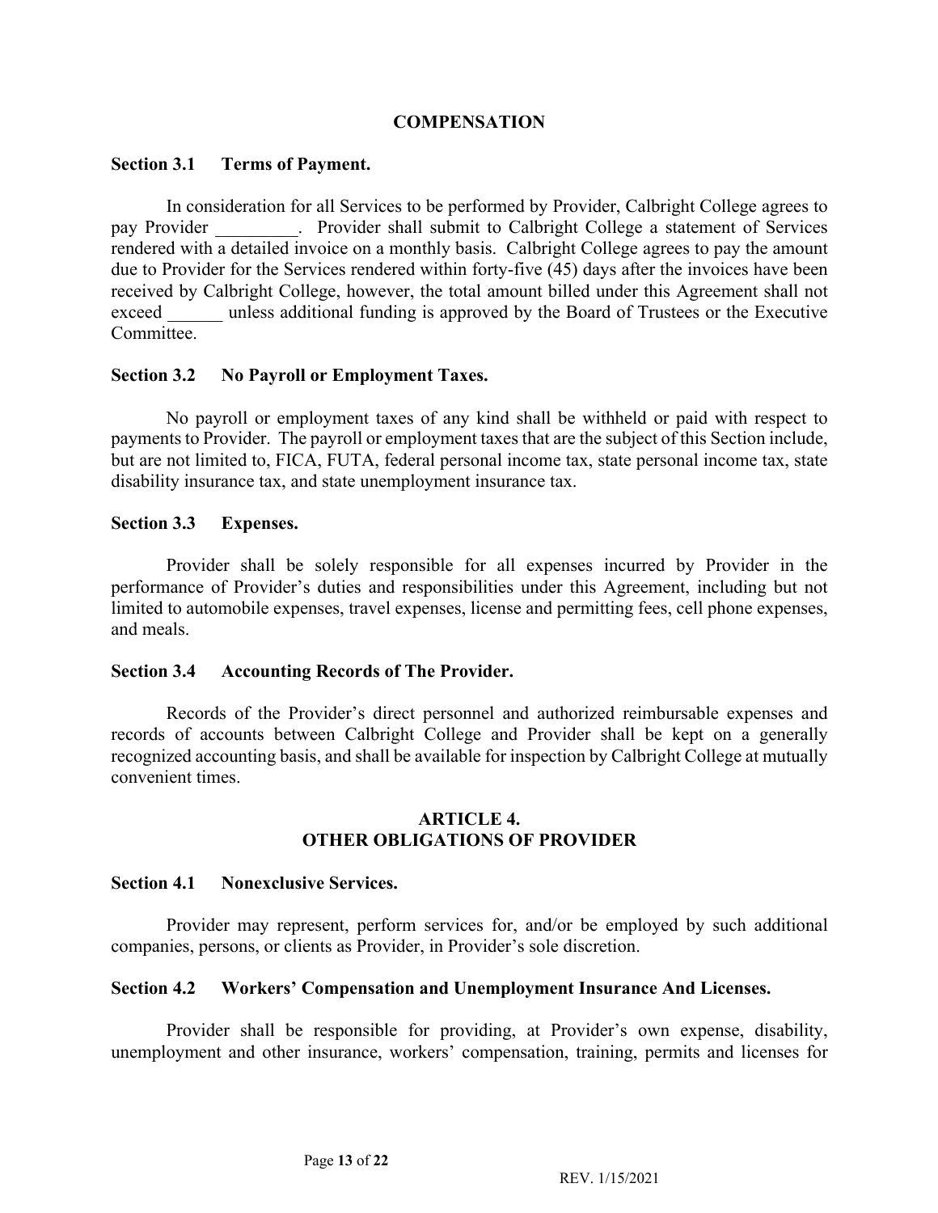## COMPENSATION

**Section 3.1 Terms of Payment.**

In consideration for all Services to be performed by Provider, Calbright College agrees to pay Provider _________. Provider shall submit to Calbright College a statement of Services rendered with a detailed invoice on a monthly basis. Calbright College agrees to pay the amount due to Provider for the Services rendered within forty-five (45) days after the invoices have been received by Calbright College, however, the total amount billed under this Agreement shall not exceed ______ unless additional funding is approved by the Board of Trustees or the Executive Committee.

**Section 3.2 No Payroll or Employment Taxes.**

No payroll or employment taxes of any kind shall be withheld or paid with respect to payments to Provider. The payroll or employment taxes that are the subject of this Section include, but are not limited to, FICA, FUTA, federal personal income tax, state personal income tax, state disability insurance tax, and state unemployment insurance tax.

**Section 3.3 Expenses.**

Provider shall be solely responsible for all expenses incurred by Provider in the performance of Provider's duties and responsibilities under this Agreement, including but not limited to automobile expenses, travel expenses, license and permitting fees, cell phone expenses, and meals.

**Section 3.4 Accounting Records of The Provider.**

Records of the Provider's direct personnel and authorized reimbursable expenses and records of accounts between Calbright College and Provider shall be kept on a generally recognized accounting basis, and shall be available for inspection by Calbright College at mutually convenient times.

## ARTICLE 4.
## OTHER OBLIGATIONS OF PROVIDER

**Section 4.1 Nonexclusive Services.**

Provider may represent, perform services for, and/or be employed by such additional companies, persons, or clients as Provider, in Provider's sole discretion.

**Section 4.2 Workers' Compensation and Unemployment Insurance And Licenses.**

Provider shall be responsible for providing, at Provider's own expense, disability, unemployment and other insurance, workers' compensation, training, permits and licenses for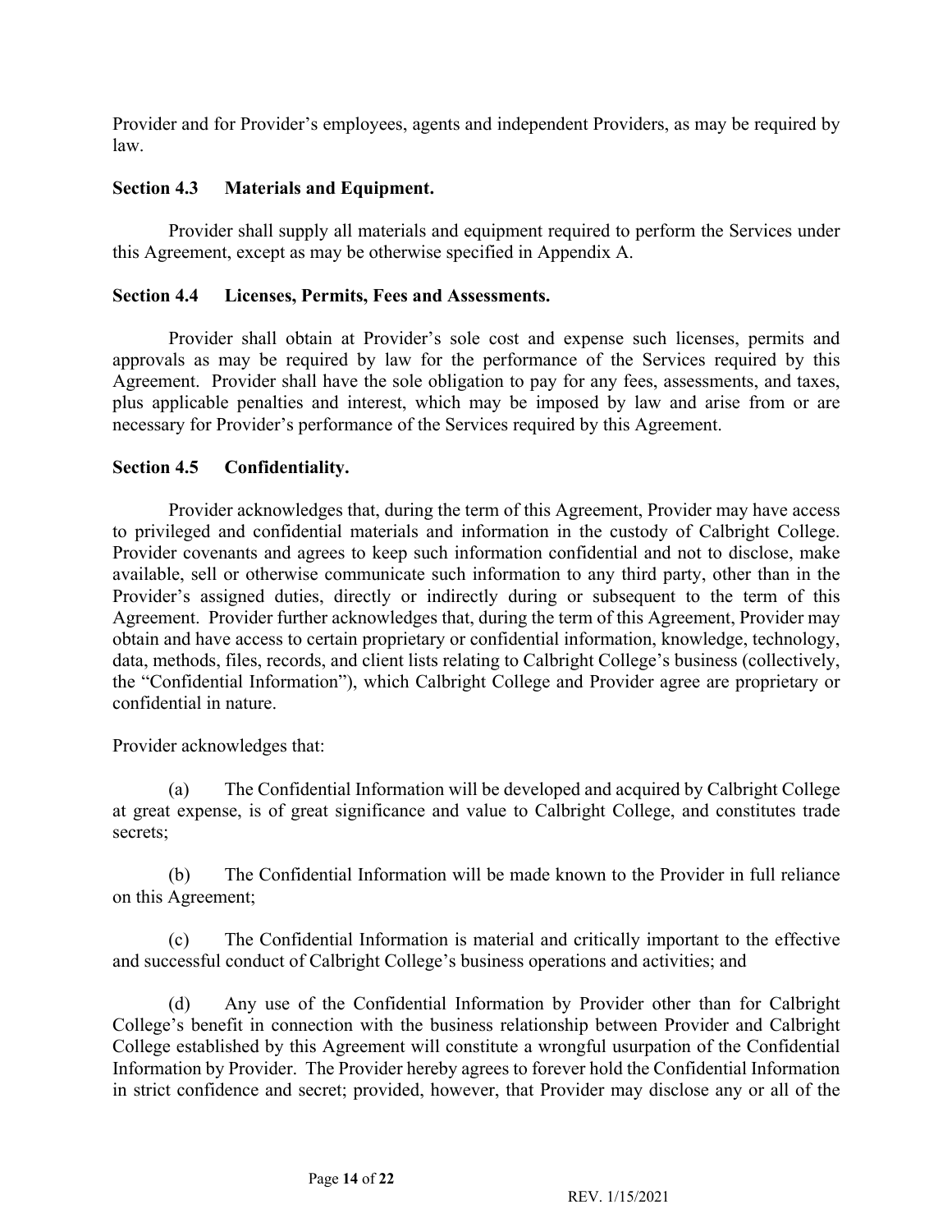Provider and for Provider's employees, agents and independent Providers, as may be required by law.

**Section 4.3 Materials and Equipment.**

Provider shall supply all materials and equipment required to perform the Services under this Agreement, except as may be otherwise specified in Appendix A.

**Section 4.4 Licenses, Permits, Fees and Assessments.**

Provider shall obtain at Provider's sole cost and expense such licenses, permits and approvals as may be required by law for the performance of the Services required by this Agreement. Provider shall have the sole obligation to pay for any fees, assessments, and taxes, plus applicable penalties and interest, which may be imposed by law and arise from or are necessary for Provider's performance of the Services required by this Agreement.

**Section 4.5 Confidentiality.**

Provider acknowledges that, during the term of this Agreement, Provider may have access to privileged and confidential materials and information in the custody of Calbright College. Provider covenants and agrees to keep such information confidential and not to disclose, make available, sell or otherwise communicate such information to any third party, other than in the Provider's assigned duties, directly or indirectly during or subsequent to the term of this Agreement. Provider further acknowledges that, during the term of this Agreement, Provider may obtain and have access to certain proprietary or confidential information, knowledge, technology, data, methods, files, records, and client lists relating to Calbright College's business (collectively, the "Confidential Information"), which Calbright College and Provider agree are proprietary or confidential in nature.

Provider acknowledges that:

(a) The Confidential Information will be developed and acquired by Calbright College at great expense, is of great significance and value to Calbright College, and constitutes trade secrets;

(b) The Confidential Information will be made known to the Provider in full reliance on this Agreement;

(c) The Confidential Information is material and critically important to the effective and successful conduct of Calbright College's business operations and activities; and

(d) Any use of the Confidential Information by Provider other than for Calbright College's benefit in connection with the business relationship between Provider and Calbright College established by this Agreement will constitute a wrongful usurpation of the Confidential Information by Provider. The Provider hereby agrees to forever hold the Confidential Information in strict confidence and secret; provided, however, that Provider may disclose any or all of the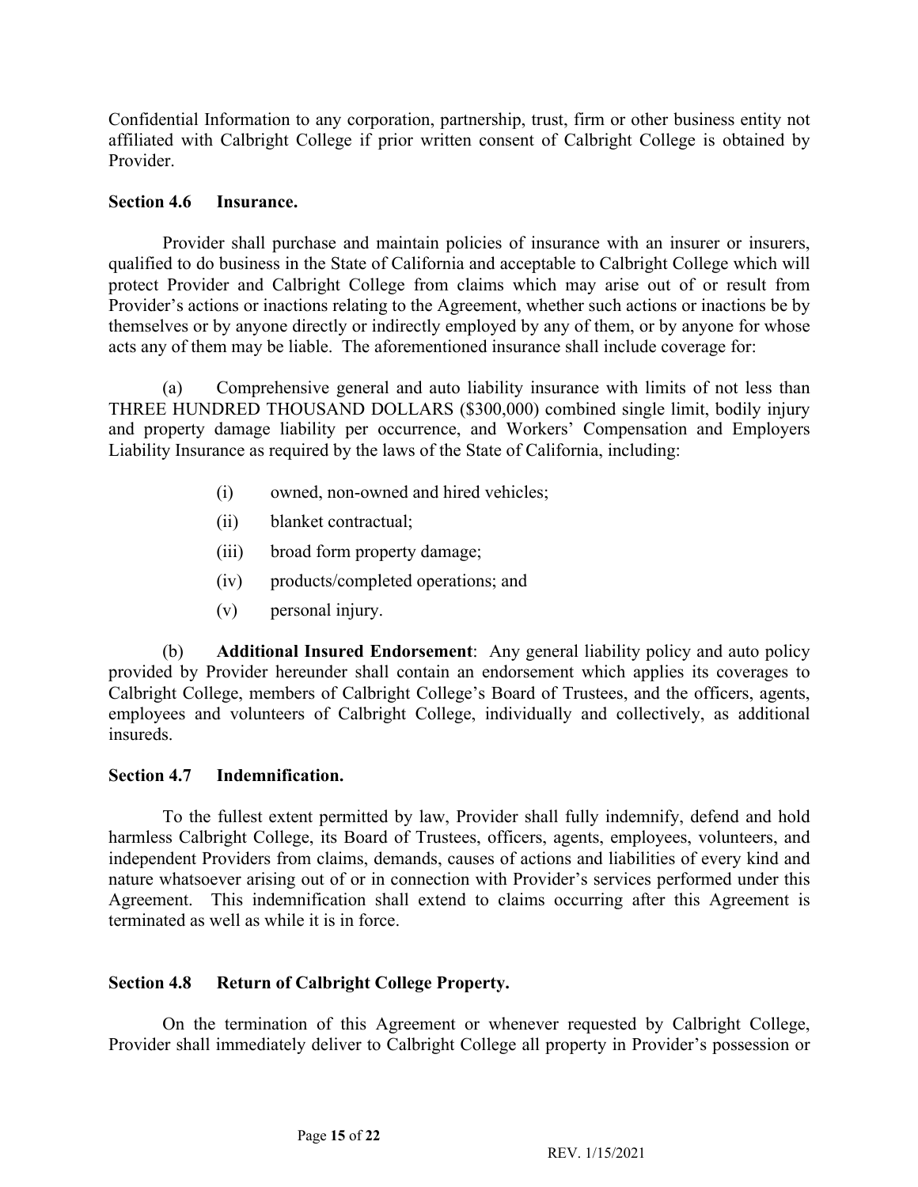Confidential Information to any corporation, partnership, trust, firm or other business entity not affiliated with Calbright College if prior written consent of Calbright College is obtained by Provider.

**Section 4.6 Insurance.**

Provider shall purchase and maintain policies of insurance with an insurer or insurers, qualified to do business in the State of California and acceptable to Calbright College which will protect Provider and Calbright College from claims which may arise out of or result from Provider's actions or inactions relating to the Agreement, whether such actions or inactions be by themselves or by anyone directly or indirectly employed by any of them, or by anyone for whose acts any of them may be liable. The aforementioned insurance shall include coverage for:

(a) Comprehensive general and auto liability insurance with limits of not less than THREE HUNDRED THOUSAND DOLLARS ($300,000) combined single limit, bodily injury and property damage liability per occurrence, and Workers' Compensation and Employers Liability Insurance as required by the laws of the State of California, including:

(i) owned, non-owned and hired vehicles;

(ii) blanket contractual;

(iii) broad form property damage;

(iv) products/completed operations; and

(v) personal injury.

(b) **Additional Insured Endorsement**: Any general liability policy and auto policy provided by Provider hereunder shall contain an endorsement which applies its coverages to Calbright College, members of Calbright College's Board of Trustees, and the officers, agents, employees and volunteers of Calbright College, individually and collectively, as additional insureds.

**Section 4.7 Indemnification.**

To the fullest extent permitted by law, Provider shall fully indemnify, defend and hold harmless Calbright College, its Board of Trustees, officers, agents, employees, volunteers, and independent Providers from claims, demands, causes of actions and liabilities of every kind and nature whatsoever arising out of or in connection with Provider's services performed under this Agreement. This indemnification shall extend to claims occurring after this Agreement is terminated as well as while it is in force.

**Section 4.8 Return of Calbright College Property.**

On the termination of this Agreement or whenever requested by Calbright College, Provider shall immediately deliver to Calbright College all property in Provider's possession or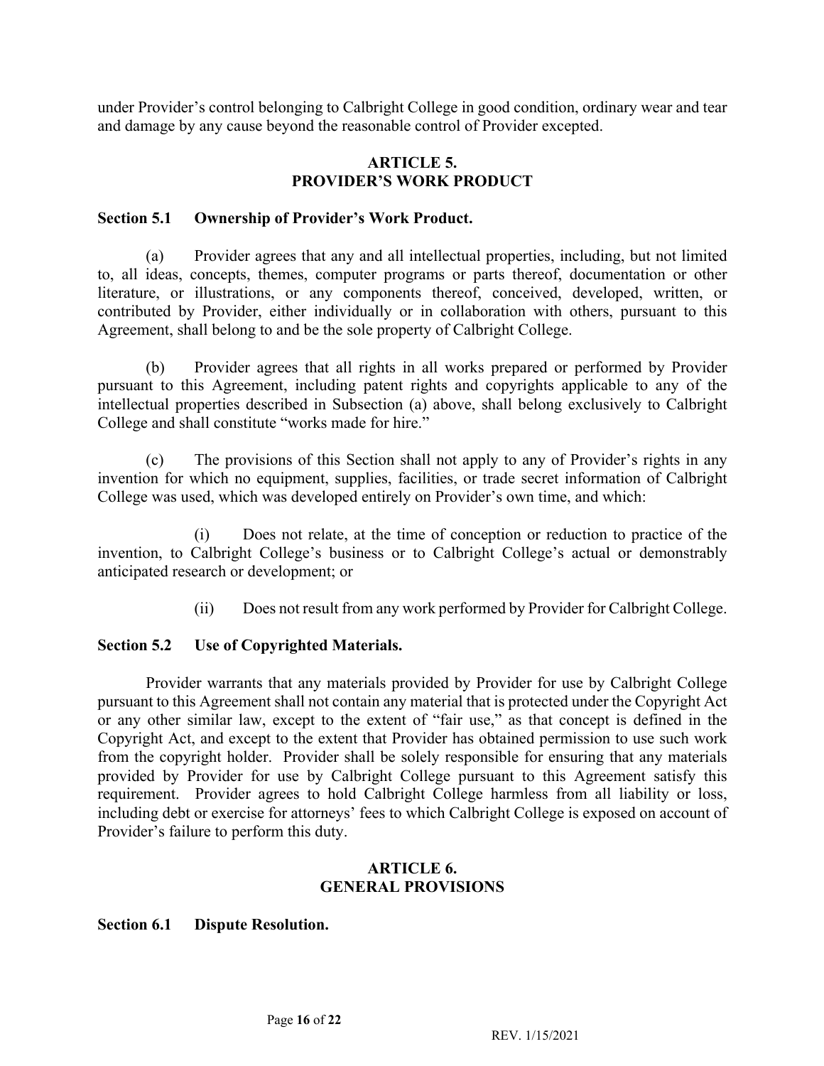under Provider's control belonging to Calbright College in good condition, ordinary wear and tear and damage by any cause beyond the reasonable control of Provider excepted.

## ARTICLE 5.
## PROVIDER'S WORK PRODUCT

### Section 5.1 Ownership of Provider's Work Product.

(a) Provider agrees that any and all intellectual properties, including, but not limited to, all ideas, concepts, themes, computer programs or parts thereof, documentation or other literature, or illustrations, or any components thereof, conceived, developed, written, or contributed by Provider, either individually or in collaboration with others, pursuant to this Agreement, shall belong to and be the sole property of Calbright College.

(b) Provider agrees that all rights in all works prepared or performed by Provider pursuant to this Agreement, including patent rights and copyrights applicable to any of the intellectual properties described in Subsection (a) above, shall belong exclusively to Calbright College and shall constitute "works made for hire."

(c) The provisions of this Section shall not apply to any of Provider's rights in any invention for which no equipment, supplies, facilities, or trade secret information of Calbright College was used, which was developed entirely on Provider's own time, and which:

(i) Does not relate, at the time of conception or reduction to practice of the invention, to Calbright College's business or to Calbright College's actual or demonstrably anticipated research or development; or

(ii) Does not result from any work performed by Provider for Calbright College.

### Section 5.2 Use of Copyrighted Materials.

Provider warrants that any materials provided by Provider for use by Calbright College pursuant to this Agreement shall not contain any material that is protected under the Copyright Act or any other similar law, except to the extent of "fair use," as that concept is defined in the Copyright Act, and except to the extent that Provider has obtained permission to use such work from the copyright holder. Provider shall be solely responsible for ensuring that any materials provided by Provider for use by Calbright College pursuant to this Agreement satisfy this requirement. Provider agrees to hold Calbright College harmless from all liability or loss, including debt or exercise for attorneys' fees to which Calbright College is exposed on account of Provider's failure to perform this duty.

## ARTICLE 6.
## GENERAL PROVISIONS

### Section 6.1 Dispute Resolution.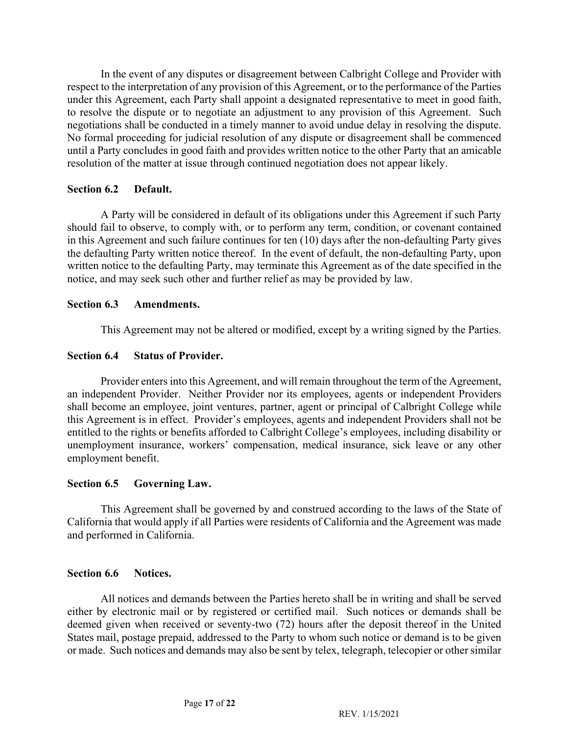In the event of any disputes or disagreement between Calbright College and Provider with respect to the interpretation of any provision of this Agreement, or to the performance of the Parties under this Agreement, each Party shall appoint a designated representative to meet in good faith, to resolve the dispute or to negotiate an adjustment to any provision of this Agreement. Such negotiations shall be conducted in a timely manner to avoid undue delay in resolving the dispute. No formal proceeding for judicial resolution of any dispute or disagreement shall be commenced until a Party concludes in good faith and provides written notice to the other Party that an amicable resolution of the matter at issue through continued negotiation does not appear likely.

**Section 6.2 Default.**

A Party will be considered in default of its obligations under this Agreement if such Party should fail to observe, to comply with, or to perform any term, condition, or covenant contained in this Agreement and such failure continues for ten (10) days after the non-defaulting Party gives the defaulting Party written notice thereof. In the event of default, the non-defaulting Party, upon written notice to the defaulting Party, may terminate this Agreement as of the date specified in the notice, and may seek such other and further relief as may be provided by law.

**Section 6.3 Amendments.**

This Agreement may not be altered or modified, except by a writing signed by the Parties.

**Section 6.4 Status of Provider.**

Provider enters into this Agreement, and will remain throughout the term of the Agreement, an independent Provider. Neither Provider nor its employees, agents or independent Providers shall become an employee, joint ventures, partner, agent or principal of Calbright College while this Agreement is in effect. Provider's employees, agents and independent Providers shall not be entitled to the rights or benefits afforded to Calbright College's employees, including disability or unemployment insurance, workers' compensation, medical insurance, sick leave or any other employment benefit.

**Section 6.5 Governing Law.**

This Agreement shall be governed by and construed according to the laws of the State of California that would apply if all Parties were residents of California and the Agreement was made and performed in California.

**Section 6.6 Notices.**

All notices and demands between the Parties hereto shall be in writing and shall be served either by electronic mail or by registered or certified mail. Such notices or demands shall be deemed given when received or seventy-two (72) hours after the deposit thereof in the United States mail, postage prepaid, addressed to the Party to whom such notice or demand is to be given or made. Such notices and demands may also be sent by telex, telegraph, telecopier or other similar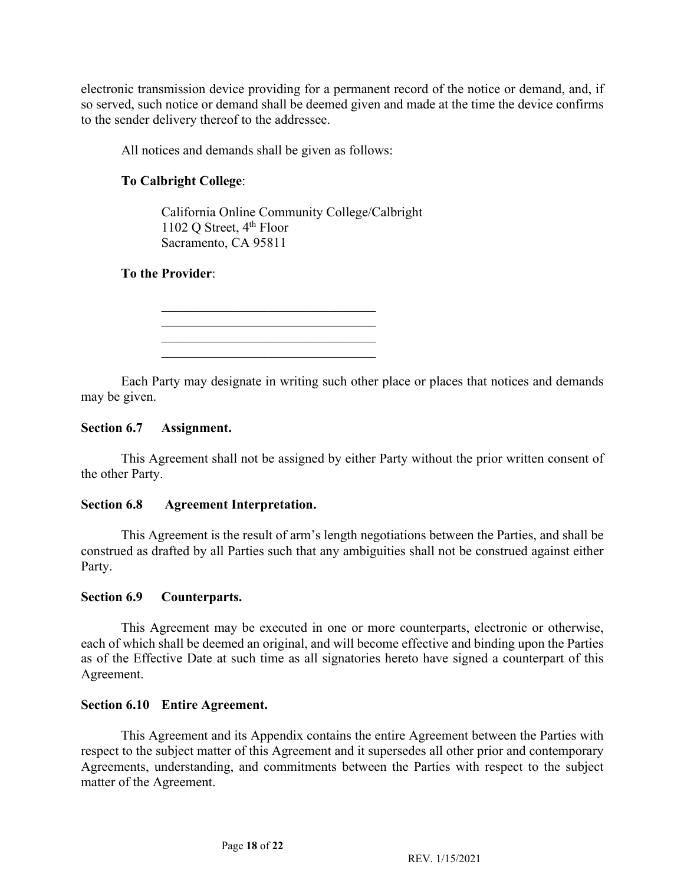electronic transmission device providing for a permanent record of the notice or demand, and, if so served, such notice or demand shall be deemed given and made at the time the device confirms to the sender delivery thereof to the addressee.

All notices and demands shall be given as follows:

**To Calbright College**:

California Online Community College/Calbright
1102 Q Street, 4th Floor
Sacramento, CA 95811

**To the Provider**:

_________________________________
_________________________________
_________________________________
_________________________________

Each Party may designate in writing such other place or places that notices and demands may be given.

**Section 6.7 Assignment.**

This Agreement shall not be assigned by either Party without the prior written consent of the other Party.

**Section 6.8 Agreement Interpretation.**

This Agreement is the result of arm's length negotiations between the Parties, and shall be construed as drafted by all Parties such that any ambiguities shall not be construed against either Party.

**Section 6.9 Counterparts.**

This Agreement may be executed in one or more counterparts, electronic or otherwise, each of which shall be deemed an original, and will become effective and binding upon the Parties as of the Effective Date at such time as all signatories hereto have signed a counterpart of this Agreement.

**Section 6.10 Entire Agreement.**

This Agreement and its Appendix contains the entire Agreement between the Parties with respect to the subject matter of this Agreement and it supersedes all other prior and contemporary Agreements, understanding, and commitments between the Parties with respect to the subject matter of the Agreement.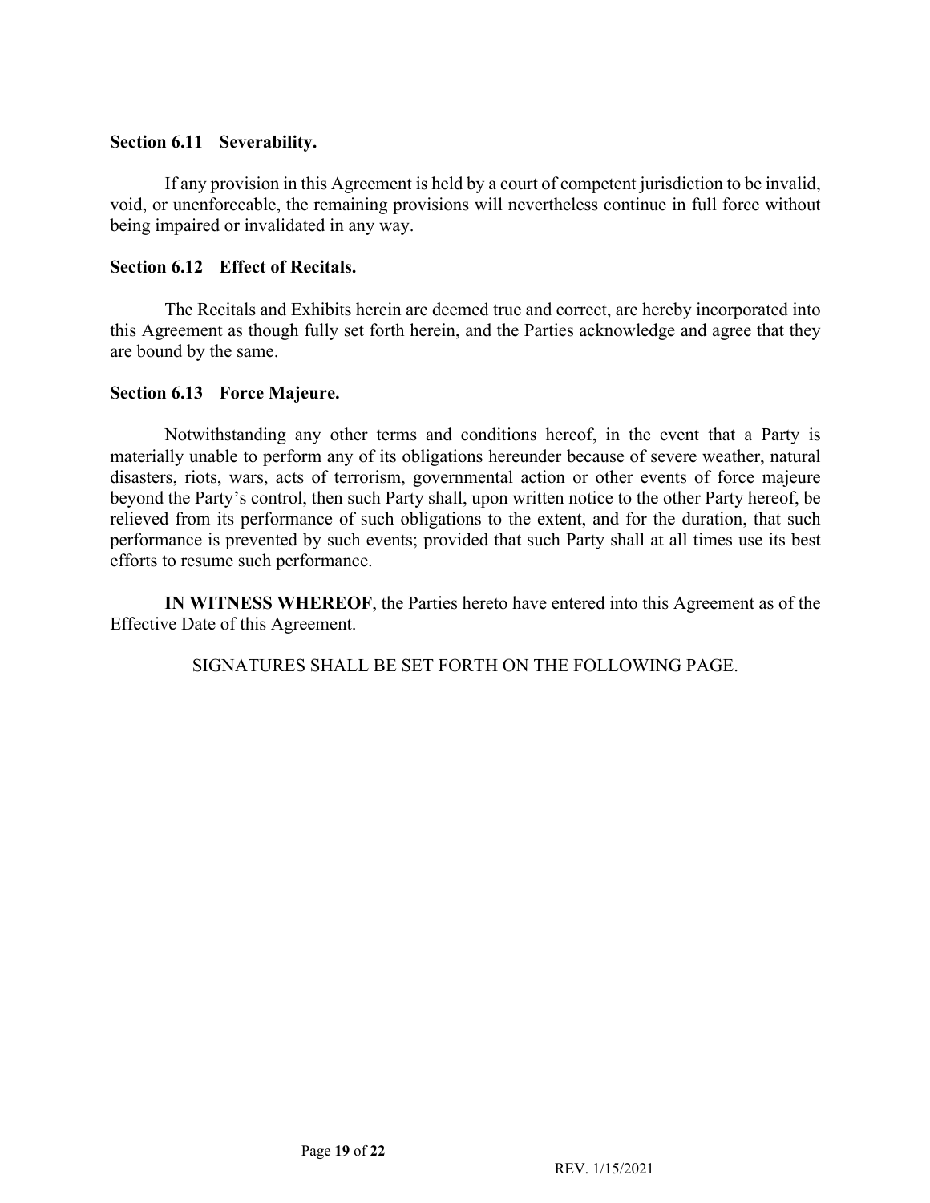**Section 6.11 Severability.**

If any provision in this Agreement is held by a court of competent jurisdiction to be invalid, void, or unenforceable, the remaining provisions will nevertheless continue in full force without being impaired or invalidated in any way.

**Section 6.12 Effect of Recitals.**

The Recitals and Exhibits herein are deemed true and correct, are hereby incorporated into this Agreement as though fully set forth herein, and the Parties acknowledge and agree that they are bound by the same.

**Section 6.13 Force Majeure.**

Notwithstanding any other terms and conditions hereof, in the event that a Party is materially unable to perform any of its obligations hereunder because of severe weather, natural disasters, riots, wars, acts of terrorism, governmental action or other events of force majeure beyond the Party's control, then such Party shall, upon written notice to the other Party hereof, be relieved from its performance of such obligations to the extent, and for the duration, that such performance is prevented by such events; provided that such Party shall at all times use its best efforts to resume such performance.

**IN WITNESS WHEREOF**, the Parties hereto have entered into this Agreement as of the Effective Date of this Agreement.

SIGNATURES SHALL BE SET FORTH ON THE FOLLOWING PAGE.

REV. 1/15/2021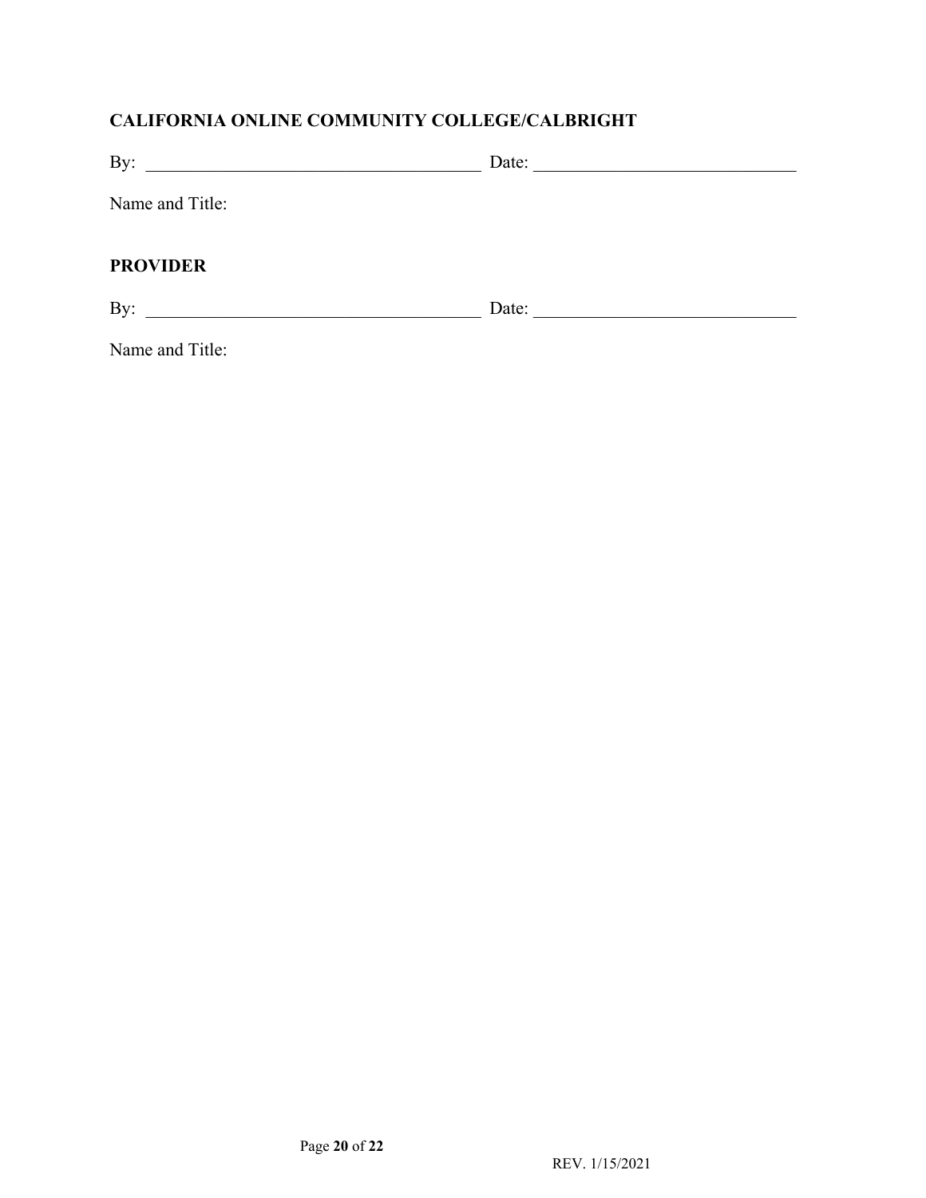**CALIFORNIA ONLINE COMMUNITY COLLEGE/CALBRIGHT**

By: ______________________________________ Date: ______________________________

Name and Title:

**PROVIDER**

By: ______________________________________ Date: ______________________________

Name and Title:

REV. 1/15/2021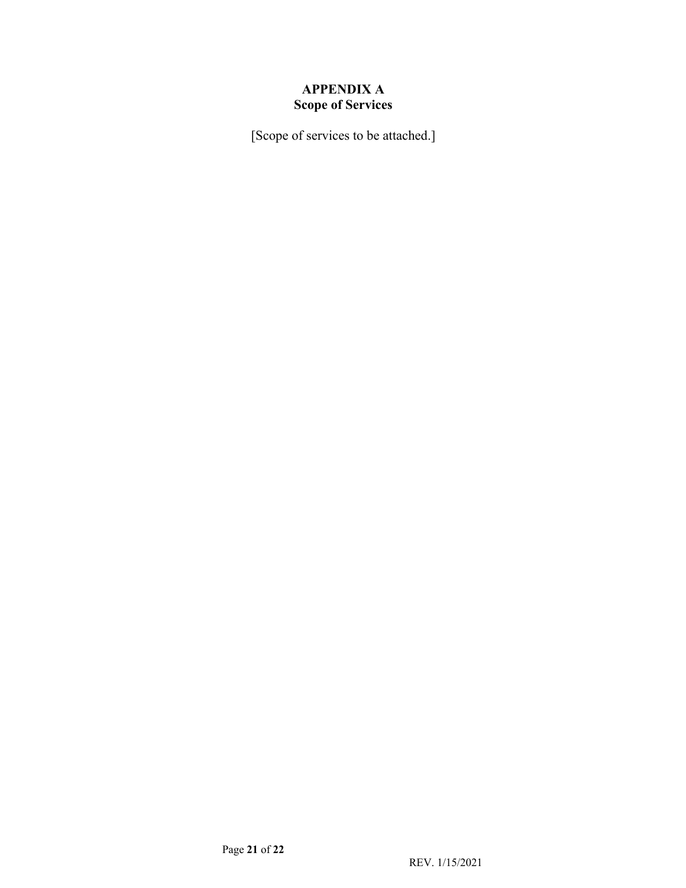# APPENDIX A
## Scope of Services

[Scope of services to be attached.]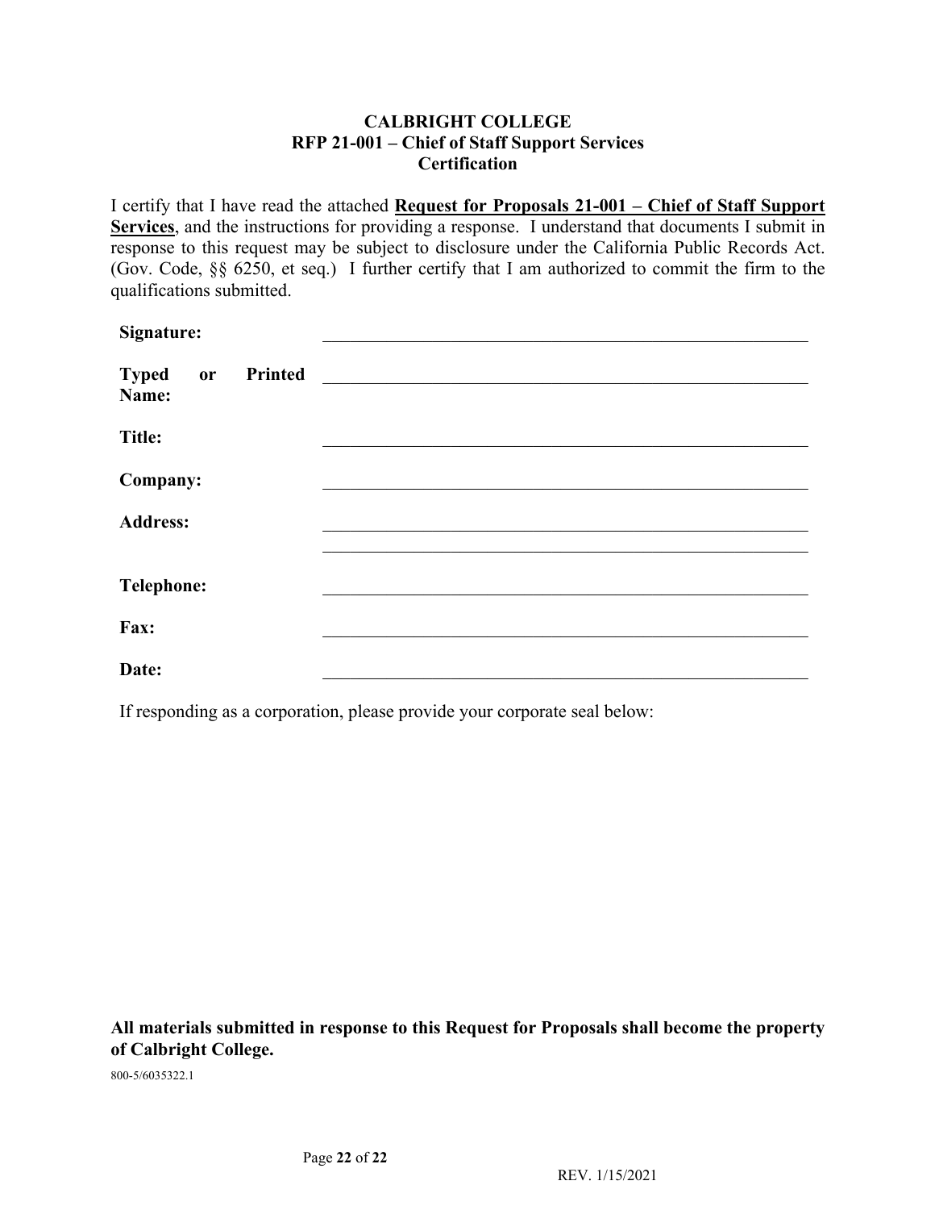**CALBRIGHT COLLEGE**
**RFP 21-001 – Chief of Staff Support Services**
**Certification**

I certify that I have read the attached **Request for Proposals 21-001 – Chief of Staff Support Services**, and the instructions for providing a response. I understand that documents I submit in response to this request may be subject to disclosure under the California Public Records Act. (Gov. Code, §§ 6250, et seq.) I further certify that I am authorized to commit the firm to the qualifications submitted.

| | |
|---|---|
| **Signature:** | ______________________________ |
| **Typed or Printed Name:** | ______________________________ |
| **Title:** | ______________________________ |
| **Company:** | ______________________________ |
| **Address:** | ______________________________ |
| | ______________________________ |
| **Telephone:** | ______________________________ |
| **Fax:** | ______________________________ |
| **Date:** | ______________________________ |

If responding as a corporation, please provide your corporate seal below:

**All materials submitted in response to this Request for Proposals shall become the property of Calbright College.**

800-5/6035322.1

REV. 1/15/2021